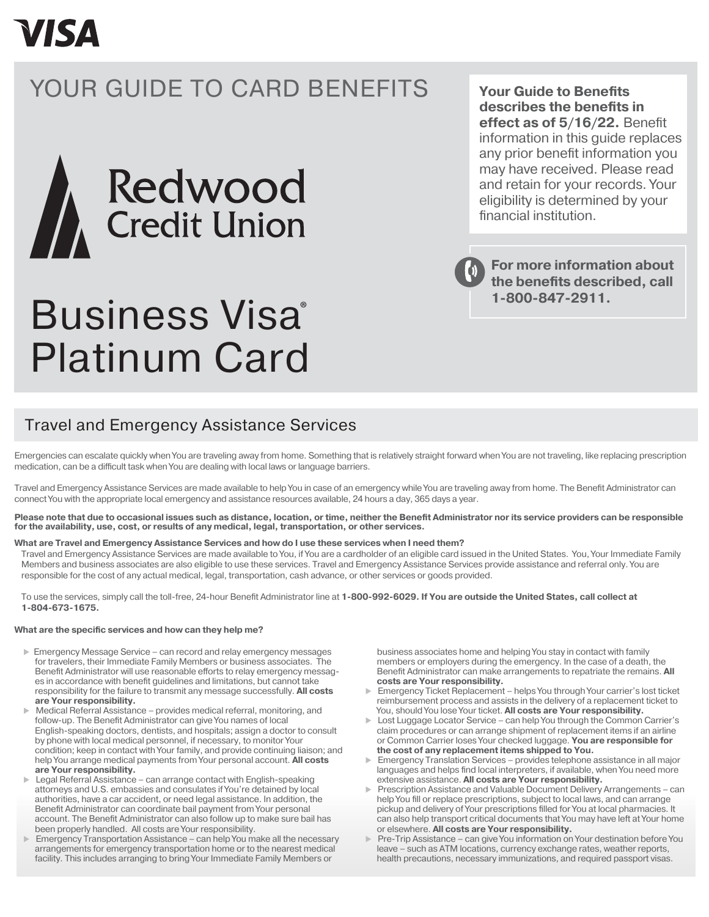VISA

# YOUR GUIDE TO CARD BENEFITS

Redwood Credit Union

# Business Visa® Platinum Card

**Your Guide to Benefits describes the benefits in effect as of 5/16/22.** Benefit information in this guide replaces any prior benefit information you may have received. Please read and retain for your records. Your eligibility is determined by your financial institution.

**For more information about the benefits described, call 1-800-847-2911.**

## Travel and Emergency Assistance Services

Emergencies can escalate quickly when You are traveling away from home. Something that is relatively straight forward when You are not traveling, like replacing prescription medication, can be a difficult task when You are dealing with local laws or language barriers.

Travel and Emergency Assistance Services are made available to help You in case of an emergency while You are traveling away from home. The Benefit Administrator can connect You with the appropriate local emergency and assistance resources available, 24 hours a day, 365 days a year.

**Please note that due to occasional issues such as distance, location, or time, neither the Benefit Administrator nor its service providers can be responsible for the availability, use, cost, or results of any medical, legal, transportation, or other services.**

**What are Travel and Emergency Assistance Services and how do I use these services when I need them?**

Travel and Emergency Assistance Services are made available to You, if You are a cardholder of an eligible card issued in the United States. You, Your Immediate Family Members and business associates are also eligible to use these services. Travel and Emergency Assistance Services provide assistance and referral only. You are responsible for the cost of any actual medical, legal, transportation, cash advance, or other services or goods provided.

To use the services, simply call the toll-free, 24-hour Benefit Administrator line at **1-800-992-6029. If You are outside the United States, call collect at 1-804-673-1675.**

**What are the specific services and how can they help me?**

- Emergency Message Service – can record and relay emergency messages for travelers, their Immediate Family Members or business associates. The Benefit Administrator will use reasonable efforts to relay emergency messages in accordance with benefit guidelines and limitations, but cannot take responsibility for the failure to transmit any message successfully. **All costs are Your responsibility.**
- Medical Referral Assistance – provides medical referral, monitoring, and follow-up. The Benefit Administrator can give You names of local English-speaking doctors, dentists, and hospitals; assign a doctor to consult by phone with local medical personnel, if necessary, to monitor Your condition; keep in contact with Your family, and provide continuing liaison; and help You arrange medical payments from Your personal account. **All costs are Your responsibility.**
- Legal Referral Assistance – can arrange contact with English-speaking attorneys and U.S. embassies and consulates if You're detained by local authorities, have a car accident, or need legal assistance. In addition, the Benefit Administrator can coordinate bail payment from Your personal account. The Benefit Administrator can also follow up to make sure bail has been properly handled. All costs are Your responsibility.
- Emergency Transportation Assistance – can help You make all the necessary arrangements for emergency transportation home or to the nearest medical facility. This includes arranging to bring Your Immediate Family Members or business associates home and helping You stay in contact with family members or employers during the emergency. In the case of a death, the Benefit Administrator can make arrangements to repatriate the remains. **All costs are Your responsibility.**
- Emergency Ticket Replacement – helps You through Your carrier's lost ticket reimbursement process and assists in the delivery of a replacement ticket to You, should You lose Your ticket. **All costs are Your responsibility.**
- Lost Luggage Locator Service – can help You through the Common Carrier's claim procedures or can arrange shipment of replacement items if an airline or Common Carrier loses Your checked luggage. **You are responsible for the cost of any replacement items shipped to You.**
- Emergency Translation Services – provides telephone assistance in all major languages and helps find local interpreters, if available, when You need more extensive assistance. **All costs are Your responsibility.**
- Prescription Assistance and Valuable Document Delivery Arrangements – can help You fill or replace prescriptions, subject to local laws, and can arrange pickup and delivery of Your prescriptions filled for You at local pharmacies. It can also help transport critical documents that You may have left at Your home or elsewhere. **All costs are Your responsibility.**
- Pre-Trip Assistance – can give You information on Your destination before You leave – such as ATM locations, currency exchange rates, weather reports, health precautions, necessary immunizations, and required passport visas.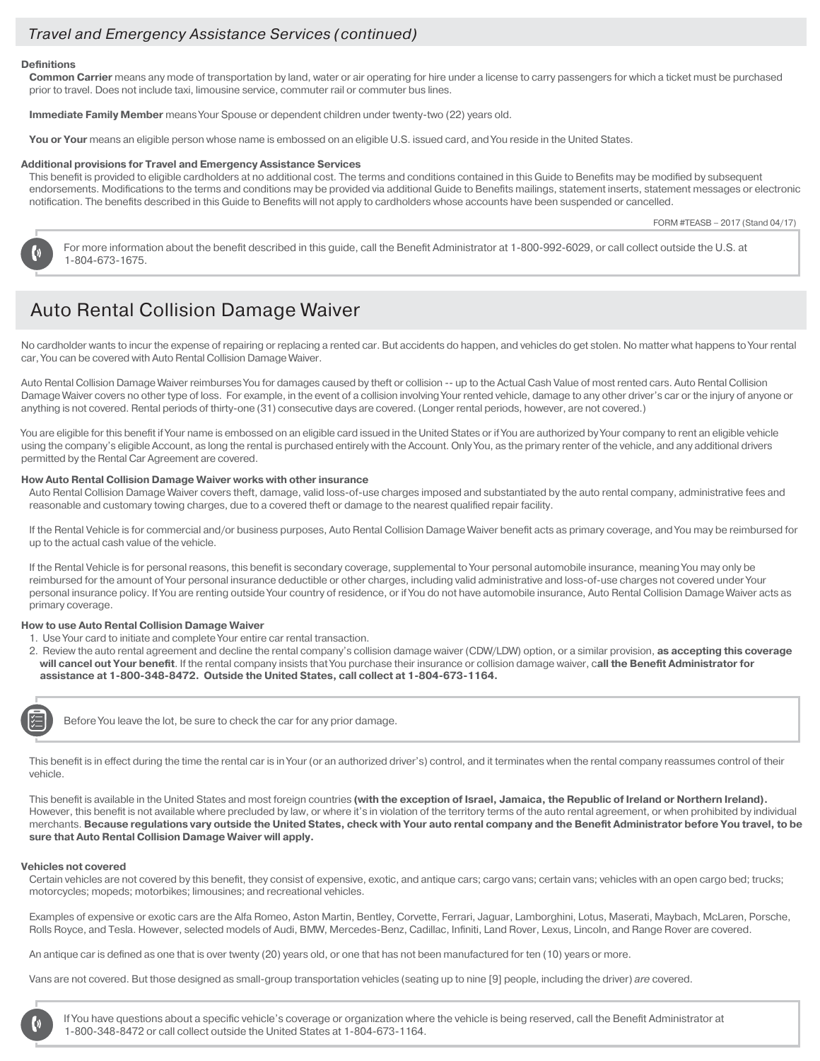## Travel and Emergency Assistance Services (continued)

**Definitions**

**Common Carrier** means any mode of transportation by land, water or air operating for hire under a license to carry passengers for which a ticket must be purchased prior to travel. Does not include taxi, limousine service, commuter rail or commuter bus lines.

**Immediate Family Member** means Your Spouse or dependent children under twenty-two (22) years old.

**You or Your** means an eligible person whose name is embossed on an eligible U.S. issued card, and You reside in the United States.

**Additional provisions for Travel and Emergency Assistance Services**

This benefit is provided to eligible cardholders at no additional cost. The terms and conditions contained in this Guide to Benefits may be modified by subsequent endorsements. Modifications to the terms and conditions may be provided via additional Guide to Benefits mailings, statement inserts, statement messages or electronic notification. The benefits described in this Guide to Benefits will not apply to cardholders whose accounts have been suspended or cancelled.

FORM #TEASB – 2017 (Stand 04/17)

For more information about the benefit described in this guide, call the Benefit Administrator at 1-800-992-6029, or call collect outside the U.S. at 1-804-673-1675.

## Auto Rental Collision Damage Waiver

No cardholder wants to incur the expense of repairing or replacing a rented car. But accidents do happen, and vehicles do get stolen. No matter what happens to Your rental car, You can be covered with Auto Rental Collision Damage Waiver.

Auto Rental Collision Damage Waiver reimburses You for damages caused by theft or collision -- up to the Actual Cash Value of most rented cars. Auto Rental Collision Damage Waiver covers no other type of loss. For example, in the event of a collision involving Your rented vehicle, damage to any other driver's car or the injury of anyone or anything is not covered. Rental periods of thirty-one (31) consecutive days are covered. (Longer rental periods, however, are not covered.)

You are eligible for this benefit if Your name is embossed on an eligible card issued in the United States or if You are authorized by Your company to rent an eligible vehicle using the company's eligible Account, as long the rental is purchased entirely with the Account. Only You, as the primary renter of the vehicle, and any additional drivers permitted by the Rental Car Agreement are covered.

**How Auto Rental Collision Damage Waiver works with other insurance**

Auto Rental Collision Damage Waiver covers theft, damage, valid loss-of-use charges imposed and substantiated by the auto rental company, administrative fees and reasonable and customary towing charges, due to a covered theft or damage to the nearest qualified repair facility.

If the Rental Vehicle is for commercial and/or business purposes, Auto Rental Collision Damage Waiver benefit acts as primary coverage, and You may be reimbursed for up to the actual cash value of the vehicle.

If the Rental Vehicle is for personal reasons, this benefit is secondary coverage, supplemental to Your personal automobile insurance, meaning You may only be reimbursed for the amount of Your personal insurance deductible or other charges, including valid administrative and loss-of-use charges not covered under Your personal insurance policy. If You are renting outside Your country of residence, or if You do not have automobile insurance, Auto Rental Collision Damage Waiver acts as primary coverage.

**How to use Auto Rental Collision Damage Waiver**

1. Use Your card to initiate and complete Your entire car rental transaction.
2. Review the auto rental agreement and decline the rental company's collision damage waiver (CDW/LDW) option, or a similar provision, **as accepting this coverage will cancel out Your benefit**. If the rental company insists that You purchase their insurance or collision damage waiver, c**all the Benefit Administrator for assistance at 1-800-348-8472. Outside the United States, call collect at 1-804-673-1164.**

Before You leave the lot, be sure to check the car for any prior damage.

This benefit is in effect during the time the rental car is in Your (or an authorized driver's) control, and it terminates when the rental company reassumes control of their vehicle.

This benefit is available in the United States and most foreign countries **(with the exception of Israel, Jamaica, the Republic of Ireland or Northern Ireland).** However, this benefit is not available where precluded by law, or where it's in violation of the territory terms of the auto rental agreement, or when prohibited by individual merchants. **Because regulations vary outside the United States, check with Your auto rental company and the Benefit Administrator before You travel, to be sure that Auto Rental Collision Damage Waiver will apply.**

**Vehicles not covered**

Certain vehicles are not covered by this benefit, they consist of expensive, exotic, and antique cars; cargo vans; certain vans; vehicles with an open cargo bed; trucks; motorcycles; mopeds; motorbikes; limousines; and recreational vehicles.

Examples of expensive or exotic cars are the Alfa Romeo, Aston Martin, Bentley, Corvette, Ferrari, Jaguar, Lamborghini, Lotus, Maserati, Maybach, McLaren, Porsche, Rolls Royce, and Tesla. However, selected models of Audi, BMW, Mercedes-Benz, Cadillac, Infiniti, Land Rover, Lexus, Lincoln, and Range Rover are covered.

An antique car is defined as one that is over twenty (20) years old, or one that has not been manufactured for ten (10) years or more.

Vans are not covered. But those designed as small-group transportation vehicles (seating up to nine [9] people, including the driver) *are* covered.

If You have questions about a specific vehicle's coverage or organization where the vehicle is being reserved, call the Benefit Administrator at 1-800-348-8472 or call collect outside the United States at 1-804-673-1164.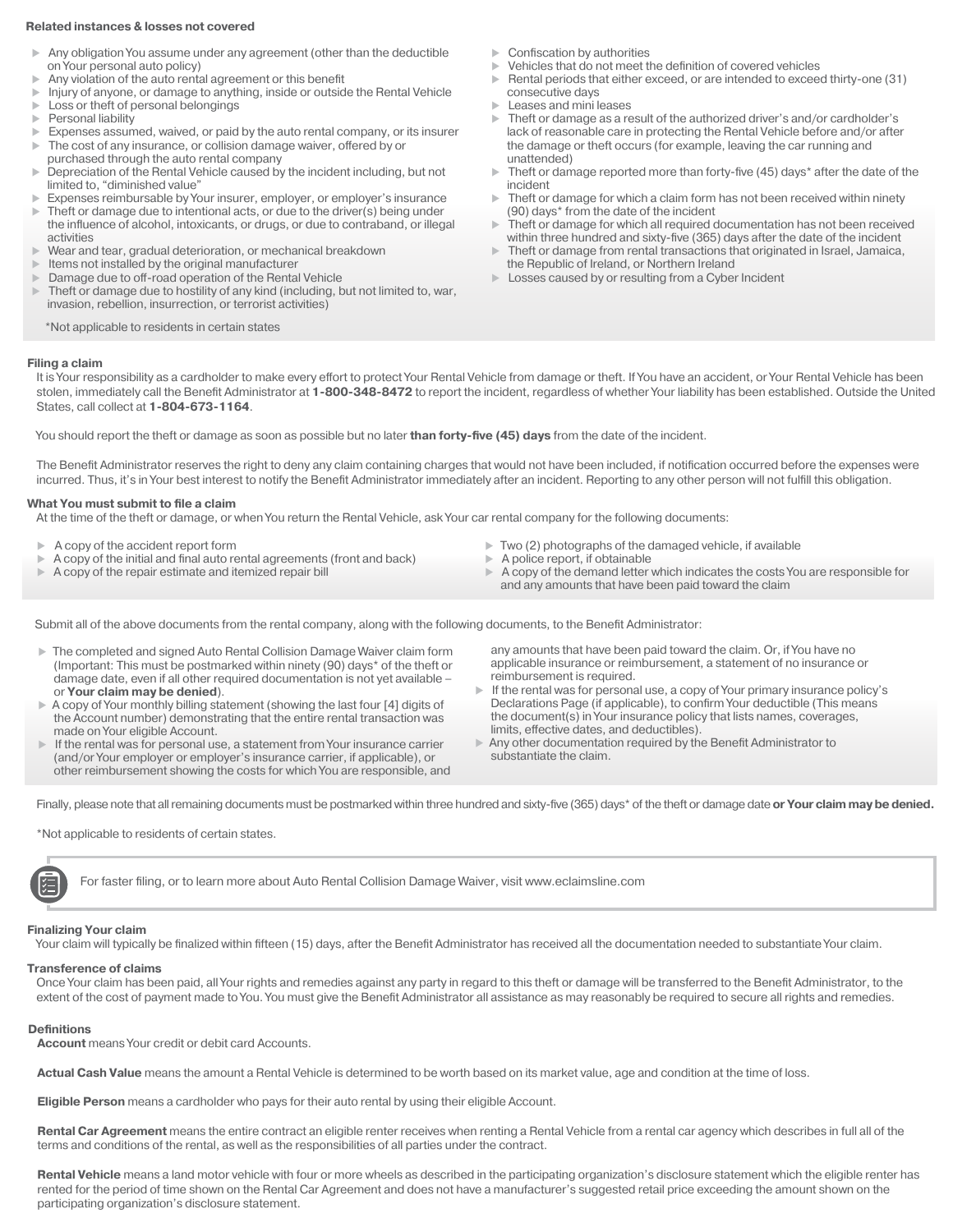**Related instances & losses not covered**

- Any obligation You assume under any agreement (other than the deductible on Your personal auto policy)
- Any violation of the auto rental agreement or this benefit
- Injury of anyone, or damage to anything, inside or outside the Rental Vehicle
- Loss or theft of personal belongings
- Personal liability
- Expenses assumed, waived, or paid by the auto rental company, or its insurer
- The cost of any insurance, or collision damage waiver, offered by or purchased through the auto rental company
- Depreciation of the Rental Vehicle caused by the incident including, but not limited to, "diminished value"
- Expenses reimbursable by Your insurer, employer, or employer's insurance
- Theft or damage due to intentional acts, or due to the driver(s) being under the influence of alcohol, intoxicants, or drugs, or due to contraband, or illegal activities
- Wear and tear, gradual deterioration, or mechanical breakdown
- Items not installed by the original manufacturer
- Damage due to off-road operation of the Rental Vehicle
- Theft or damage due to hostility of any kind (including, but not limited to, war, invasion, rebellion, insurrection, or terrorist activities)
- Confiscation by authorities
- Vehicles that do not meet the definition of covered vehicles
- Rental periods that either exceed, or are intended to exceed thirty-one (31) consecutive days
- Leases and mini leases
- Theft or damage as a result of the authorized driver's and/or cardholder's lack of reasonable care in protecting the Rental Vehicle before and/or after the damage or theft occurs (for example, leaving the car running and unattended)
- Theft or damage reported more than forty-five (45) days* after the date of the incident
- Theft or damage for which a claim form has not been received within ninety (90) days* from the date of the incident
- Theft or damage for which all required documentation has not been received within three hundred and sixty-five (365) days after the date of the incident
- Theft or damage from rental transactions that originated in Israel, Jamaica, the Republic of Ireland, or Northern Ireland
- Losses caused by or resulting from a Cyber Incident

*Not applicable to residents in certain states

**Filing a claim**

It is Your responsibility as a cardholder to make every effort to protect Your Rental Vehicle from damage or theft. If You have an accident, or Your Rental Vehicle has been stolen, immediately call the Benefit Administrator at **1-800-348-8472** to report the incident, regardless of whether Your liability has been established. Outside the United States, call collect at **1-804-673-1164**.

You should report the theft or damage as soon as possible but no later **than forty-five (45) days** from the date of the incident.

The Benefit Administrator reserves the right to deny any claim containing charges that would not have been included, if notification occurred before the expenses were incurred. Thus, it's in Your best interest to notify the Benefit Administrator immediately after an incident. Reporting to any other person will not fulfill this obligation.

**What You must submit to file a claim**

At the time of the theft or damage, or when You return the Rental Vehicle, ask Your car rental company for the following documents:

- A copy of the accident report form
- A copy of the initial and final auto rental agreements (front and back)
- A copy of the repair estimate and itemized repair bill
- Two (2) photographs of the damaged vehicle, if available
- A police report, if obtainable
- A copy of the demand letter which indicates the costs You are responsible for and any amounts that have been paid toward the claim

Submit all of the above documents from the rental company, along with the following documents, to the Benefit Administrator:

- The completed and signed Auto Rental Collision Damage Waiver claim form (Important: This must be postmarked within ninety (90) days* of the theft or damage date, even if all other required documentation is not yet available – or **Your claim may be denied**).
- A copy of Your monthly billing statement (showing the last four [4] digits of the Account number) demonstrating that the entire rental transaction was made on Your eligible Account.
- If the rental was for personal use, a statement from Your insurance carrier (and/or Your employer or employer's insurance carrier, if applicable), or other reimbursement showing the costs for which You are responsible, and any amounts that have been paid toward the claim. Or, if You have no applicable insurance or reimbursement, a statement of no insurance or reimbursement is required.
- If the rental was for personal use, a copy of Your primary insurance policy's Declarations Page (if applicable), to confirm Your deductible (This means the document(s) in Your insurance policy that lists names, coverages, limits, effective dates, and deductibles).
- Any other documentation required by the Benefit Administrator to substantiate the claim.

Finally, please note that all remaining documents must be postmarked within three hundred and sixty-five (365) days* of the theft or damage date **or Your claim may be denied.**

*Not applicable to residents of certain states.

For faster filing, or to learn more about Auto Rental Collision Damage Waiver, visit www.eclaimsline.com

**Finalizing Your claim**

Your claim will typically be finalized within fifteen (15) days, after the Benefit Administrator has received all the documentation needed to substantiate Your claim.

**Transference of claims**

Once Your claim has been paid, all Your rights and remedies against any party in regard to this theft or damage will be transferred to the Benefit Administrator, to the extent of the cost of payment made to You. You must give the Benefit Administrator all assistance as may reasonably be required to secure all rights and remedies.

**Definitions**

**Account** means Your credit or debit card Accounts.

**Actual Cash Value** means the amount a Rental Vehicle is determined to be worth based on its market value, age and condition at the time of loss.

**Eligible Person** means a cardholder who pays for their auto rental by using their eligible Account.

**Rental Car Agreement** means the entire contract an eligible renter receives when renting a Rental Vehicle from a rental car agency which describes in full all of the terms and conditions of the rental, as well as the responsibilities of all parties under the contract.

**Rental Vehicle** means a land motor vehicle with four or more wheels as described in the participating organization's disclosure statement which the eligible renter has rented for the period of time shown on the Rental Car Agreement and does not have a manufacturer's suggested retail price exceeding the amount shown on the participating organization's disclosure statement.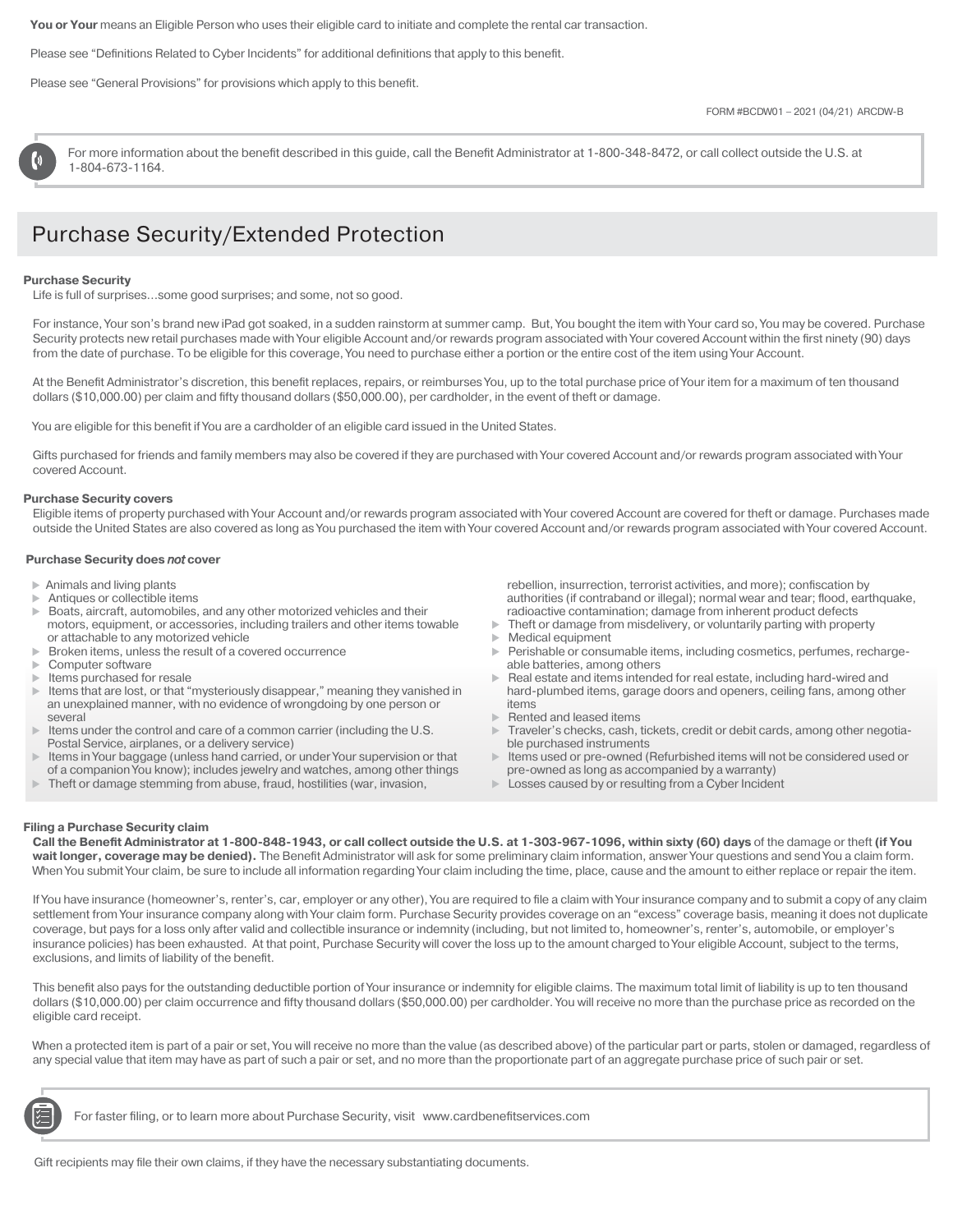**You or Your** means an Eligible Person who uses their eligible card to initiate and complete the rental car transaction.

Please see "Definitions Related to Cyber Incidents" for additional definitions that apply to this benefit.

Please see "General Provisions" for provisions which apply to this benefit.

FORM #BCDW01 – 2021 (04/21) ARCDW-B

For more information about the benefit described in this guide, call the Benefit Administrator at 1-800-348-8472, or call collect outside the U.S. at 1-804-673-1164.

# Purchase Security/Extended Protection

**Purchase Security**

Life is full of surprises…some good surprises; and some, not so good.

For instance, Your son's brand new iPad got soaked, in a sudden rainstorm at summer camp. But, You bought the item with Your card so, You may be covered. Purchase Security protects new retail purchases made with Your eligible Account and/or rewards program associated with Your covered Account within the first ninety (90) days from the date of purchase. To be eligible for this coverage, You need to purchase either a portion or the entire cost of the item using Your Account.

At the Benefit Administrator's discretion, this benefit replaces, repairs, or reimburses You, up to the total purchase price of Your item for a maximum of ten thousand dollars ($10,000.00) per claim and fifty thousand dollars ($50,000.00), per cardholder, in the event of theft or damage.

You are eligible for this benefit if You are a cardholder of an eligible card issued in the United States.

Gifts purchased for friends and family members may also be covered if they are purchased with Your covered Account and/or rewards program associated with Your covered Account.

**Purchase Security covers**

Eligible items of property purchased with Your Account and/or rewards program associated with Your covered Account are covered for theft or damage. Purchases made outside the United States are also covered as long as You purchased the item with Your covered Account and/or rewards program associated with Your covered Account.

**Purchase Security does *not* cover**

- Animals and living plants
- Antiques or collectible items
- Boats, aircraft, automobiles, and any other motorized vehicles and their motors, equipment, or accessories, including trailers and other items towable or attachable to any motorized vehicle
- Broken items, unless the result of a covered occurrence
- Computer software
- Items purchased for resale
- Items that are lost, or that "mysteriously disappear," meaning they vanished in an unexplained manner, with no evidence of wrongdoing by one person or several
- Items under the control and care of a common carrier (including the U.S. Postal Service, airplanes, or a delivery service)
- Items in Your baggage (unless hand carried, or under Your supervision or that of a companion You know); includes jewelry and watches, among other things
- Theft or damage stemming from abuse, fraud, hostilities (war, invasion, rebellion, insurrection, terrorist activities, and more); confiscation by authorities (if contraband or illegal); normal wear and tear; flood, earthquake, radioactive contamination; damage from inherent product defects
- Theft or damage from misdelivery, or voluntarily parting with property
- Medical equipment
- Perishable or consumable items, including cosmetics, perfumes, rechargeable batteries, among others
- Real estate and items intended for real estate, including hard-wired and hard-plumbed items, garage doors and openers, ceiling fans, among other items
- Rented and leased items
- Traveler's checks, cash, tickets, credit or debit cards, among other negotiable purchased instruments
- Items used or pre-owned (Refurbished items will not be considered used or pre-owned as long as accompanied by a warranty)
- Losses caused by or resulting from a Cyber Incident

**Filing a Purchase Security claim**

**Call the Benefit Administrator at 1-800-848-1943, or call collect outside the U.S. at 1-303-967-1096, within sixty (60) days** of the damage or theft **(if You wait longer, coverage may be denied).** The Benefit Administrator will ask for some preliminary claim information, answer Your questions and send You a claim form. When You submit Your claim, be sure to include all information regarding Your claim including the time, place, cause and the amount to either replace or repair the item.

If You have insurance (homeowner's, renter's, car, employer or any other), You are required to file a claim with Your insurance company and to submit a copy of any claim settlement from Your insurance company along with Your claim form. Purchase Security provides coverage on an "excess" coverage basis, meaning it does not duplicate coverage, but pays for a loss only after valid and collectible insurance or indemnity (including, but not limited to, homeowner's, renter's, automobile, or employer's insurance policies) has been exhausted. At that point, Purchase Security will cover the loss up to the amount charged to Your eligible Account, subject to the terms, exclusions, and limits of liability of the benefit.

This benefit also pays for the outstanding deductible portion of Your insurance or indemnity for eligible claims. The maximum total limit of liability is up to ten thousand dollars ($10,000.00) per claim occurrence and fifty thousand dollars ($50,000.00) per cardholder. You will receive no more than the purchase price as recorded on the eligible card receipt.

When a protected item is part of a pair or set, You will receive no more than the value (as described above) of the particular part or parts, stolen or damaged, regardless of any special value that item may have as part of such a pair or set, and no more than the proportionate part of an aggregate purchase price of such pair or set.

For faster filing, or to learn more about Purchase Security, visit www.cardbenefitservices.com

Gift recipients may file their own claims, if they have the necessary substantiating documents.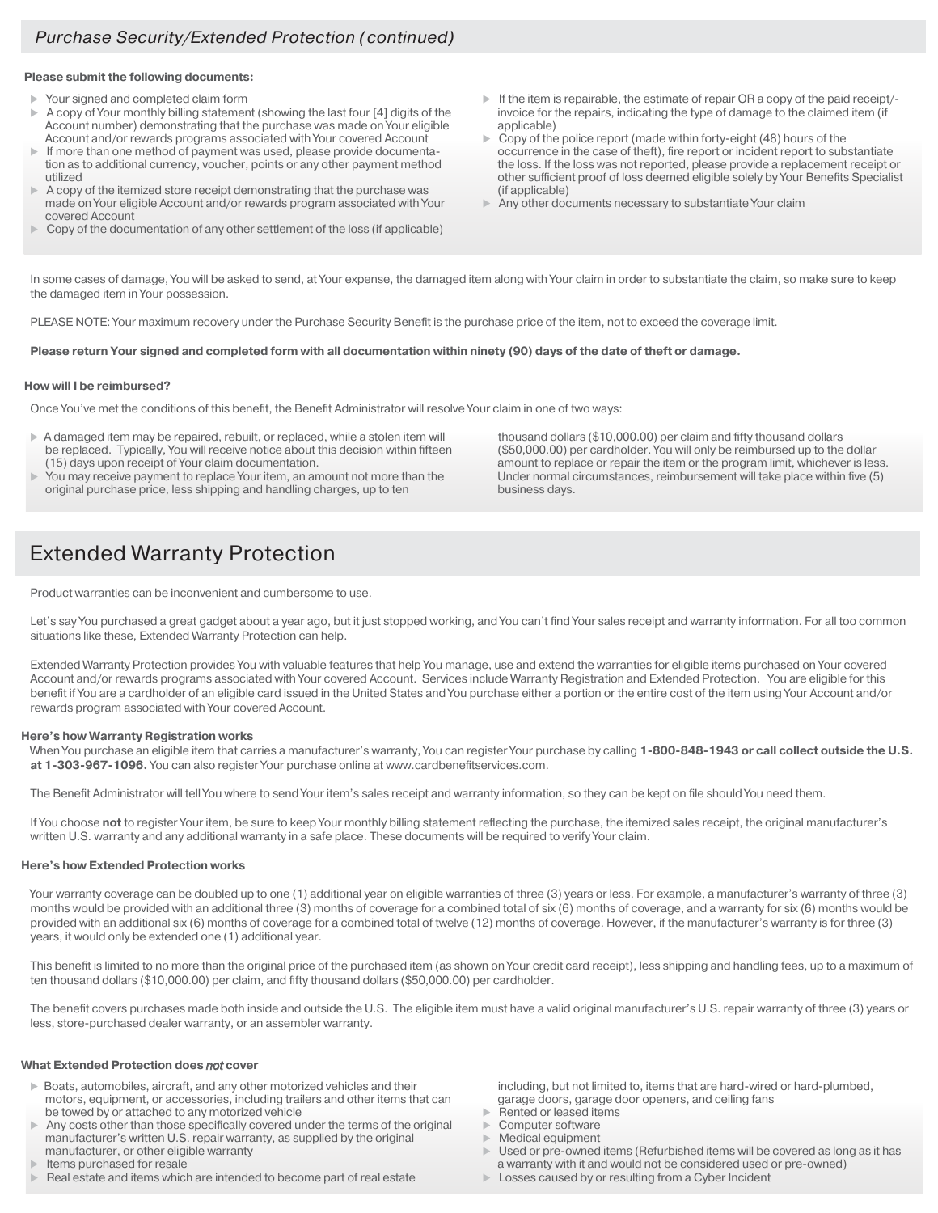## Purchase Security/Extended Protection (continued)

**Please submit the following documents:**

- Your signed and completed claim form
- A copy of Your monthly billing statement (showing the last four [4] digits of the Account number) demonstrating that the purchase was made on Your eligible Account and/or rewards programs associated with Your covered Account
- If more than one method of payment was used, please provide documentation as to additional currency, voucher, points or any other payment method utilized
- A copy of the itemized store receipt demonstrating that the purchase was made on Your eligible Account and/or rewards program associated with Your covered Account
- Copy of the documentation of any other settlement of the loss (if applicable)
- If the item is repairable, the estimate of repair OR a copy of the paid receipt/-invoice for the repairs, indicating the type of damage to the claimed item (if applicable)
- Copy of the police report (made within forty-eight (48) hours of the occurrence in the case of theft), fire report or incident report to substantiate the loss. If the loss was not reported, please provide a replacement receipt or other sufficient proof of loss deemed eligible solely by Your Benefits Specialist (if applicable)
- Any other documents necessary to substantiate Your claim

In some cases of damage, You will be asked to send, at Your expense, the damaged item along with Your claim in order to substantiate the claim, so make sure to keep the damaged item in Your possession.

PLEASE NOTE: Your maximum recovery under the Purchase Security Benefit is the purchase price of the item, not to exceed the coverage limit.

**Please return Your signed and completed form with all documentation within ninety (90) days of the date of theft or damage.**

**How will I be reimbursed?**

Once You've met the conditions of this benefit, the Benefit Administrator will resolve Your claim in one of two ways:

- A damaged item may be repaired, rebuilt, or replaced, while a stolen item will be replaced. Typically, You will receive notice about this decision within fifteen (15) days upon receipt of Your claim documentation.
- You may receive payment to replace Your item, an amount not more than the original purchase price, less shipping and handling charges, up to ten thousand dollars ($10,000.00) per claim and fifty thousand dollars ($50,000.00) per cardholder. You will only be reimbursed up to the dollar amount to replace or repair the item or the program limit, whichever is less. Under normal circumstances, reimbursement will take place within five (5) business days.

# Extended Warranty Protection

Product warranties can be inconvenient and cumbersome to use.

Let's say You purchased a great gadget about a year ago, but it just stopped working, and You can't find Your sales receipt and warranty information. For all too common situations like these, Extended Warranty Protection can help.

Extended Warranty Protection provides You with valuable features that help You manage, use and extend the warranties for eligible items purchased on Your covered Account and/or rewards programs associated with Your covered Account. Services include Warranty Registration and Extended Protection. You are eligible for this benefit if You are a cardholder of an eligible card issued in the United States and You purchase either a portion or the entire cost of the item using Your Account and/or rewards program associated with Your covered Account.

**Here's how Warranty Registration works**

When You purchase an eligible item that carries a manufacturer's warranty, You can register Your purchase by calling **1-800-848-1943 or call collect outside the U.S. at 1-303-967-1096.** You can also register Your purchase online at www.cardbenefitservices.com.

The Benefit Administrator will tell You where to send Your item's sales receipt and warranty information, so they can be kept on file should You need them.

If You choose **not** to register Your item, be sure to keep Your monthly billing statement reflecting the purchase, the itemized sales receipt, the original manufacturer's written U.S. warranty and any additional warranty in a safe place. These documents will be required to verify Your claim.

**Here's how Extended Protection works**

Your warranty coverage can be doubled up to one (1) additional year on eligible warranties of three (3) years or less. For example, a manufacturer's warranty of three (3) months would be provided with an additional three (3) months of coverage for a combined total of six (6) months of coverage, and a warranty for six (6) months would be provided with an additional six (6) months of coverage for a combined total of twelve (12) months of coverage. However, if the manufacturer's warranty is for three (3) years, it would only be extended one (1) additional year.

This benefit is limited to no more than the original price of the purchased item (as shown on Your credit card receipt), less shipping and handling fees, up to a maximum of ten thousand dollars ($10,000.00) per claim, and fifty thousand dollars ($50,000.00) per cardholder.

The benefit covers purchases made both inside and outside the U.S. The eligible item must have a valid original manufacturer's U.S. repair warranty of three (3) years or less, store-purchased dealer warranty, or an assembler warranty.

**What Extended Protection does *not* cover**

- Boats, automobiles, aircraft, and any other motorized vehicles and their motors, equipment, or accessories, including trailers and other items that can be towed by or attached to any motorized vehicle
- Any costs other than those specifically covered under the terms of the original manufacturer's written U.S. repair warranty, as supplied by the original manufacturer, or other eligible warranty
- Items purchased for resale
- Real estate and items which are intended to become part of real estate including, but not limited to, items that are hard-wired or hard-plumbed, garage doors, garage door openers, and ceiling fans
- Rented or leased items
- Computer software
- Medical equipment
- Used or pre-owned items (Refurbished items will be covered as long as it has a warranty with it and would not be considered used or pre-owned)
- Losses caused by or resulting from a Cyber Incident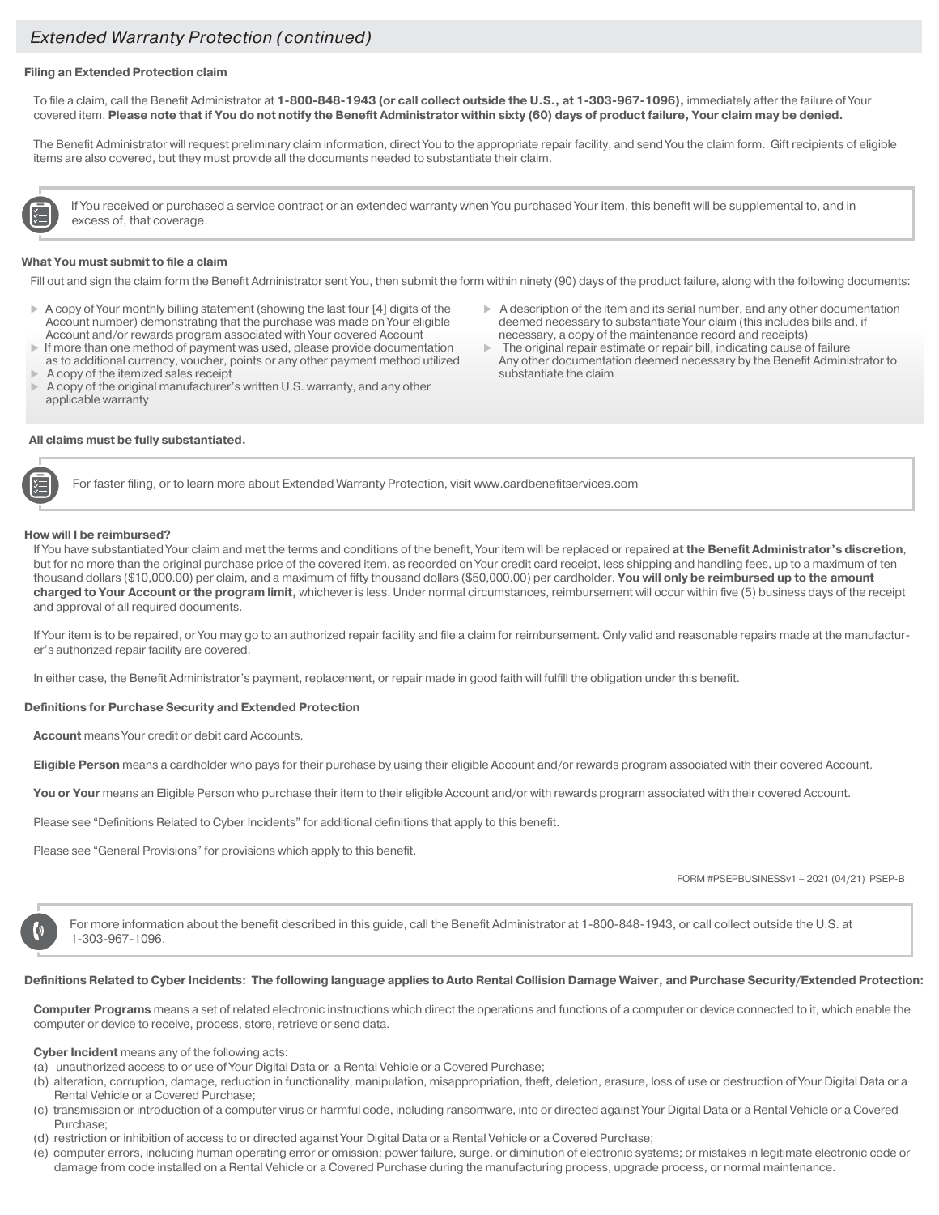## Extended Warranty Protection (continued)

**Filing an Extended Protection claim**

To file a claim, call the Benefit Administrator at **1-800-848-1943 (or call collect outside the U.S., at 1-303-967-1096),** immediately after the failure of Your covered item. **Please note that if You do not notify the Benefit Administrator within sixty (60) days of product failure, Your claim may be denied.**

The Benefit Administrator will request preliminary claim information, direct You to the appropriate repair facility, and send You the claim form. Gift recipients of eligible items are also covered, but they must provide all the documents needed to substantiate their claim.

If You received or purchased a service contract or an extended warranty when You purchased Your item, this benefit will be supplemental to, and in excess of, that coverage.

**What You must submit to file a claim**

Fill out and sign the claim form the Benefit Administrator sent You, then submit the form within ninety (90) days of the product failure, along with the following documents:

- A copy of Your monthly billing statement (showing the last four [4] digits of the Account number) demonstrating that the purchase was made on Your eligible Account and/or rewards program associated with Your covered Account
- If more than one method of payment was used, please provide documentation as to additional currency, voucher, points or any other payment method utilized
- A copy of the itemized sales receipt
- A copy of the original manufacturer's written U.S. warranty, and any other applicable warranty
- A description of the item and its serial number, and any other documentation deemed necessary to substantiate Your claim (this includes bills and, if necessary, a copy of the maintenance record and receipts)
- The original repair estimate or repair bill, indicating cause of failure
- Any other documentation deemed necessary by the Benefit Administrator to substantiate the claim

**All claims must be fully substantiated.**

For faster filing, or to learn more about Extended Warranty Protection, visit www.cardbenefitservices.com

**How will I be reimbursed?**

If You have substantiated Your claim and met the terms and conditions of the benefit, Your item will be replaced or repaired **at the Benefit Administrator's discretion**, but for no more than the original purchase price of the covered item, as recorded on Your credit card receipt, less shipping and handling fees, up to a maximum of ten thousand dollars ($10,000.00) per claim, and a maximum of fifty thousand dollars ($50,000.00) per cardholder. **You will only be reimbursed up to the amount charged to Your Account or the program limit,** whichever is less. Under normal circumstances, reimbursement will occur within five (5) business days of the receipt and approval of all required documents.

If Your item is to be repaired, or You may go to an authorized repair facility and file a claim for reimbursement. Only valid and reasonable repairs made at the manufacturer's authorized repair facility are covered.

In either case, the Benefit Administrator's payment, replacement, or repair made in good faith will fulfill the obligation under this benefit.

**Definitions for Purchase Security and Extended Protection**

**Account** means Your credit or debit card Accounts.

**Eligible Person** means a cardholder who pays for their purchase by using their eligible Account and/or rewards program associated with their covered Account.

**You or Your** means an Eligible Person who purchase their item to their eligible Account and/or with rewards program associated with their covered Account.

Please see "Definitions Related to Cyber Incidents" for additional definitions that apply to this benefit.

Please see "General Provisions" for provisions which apply to this benefit.

FORM #PSEPBUSINESSv1 – 2021 (04/21) PSEP-B

For more information about the benefit described in this guide, call the Benefit Administrator at 1-800-848-1943, or call collect outside the U.S. at 1-303-967-1096.

**Definitions Related to Cyber Incidents: The following language applies to Auto Rental Collision Damage Waiver, and Purchase Security/Extended Protection:**

**Computer Programs** means a set of related electronic instructions which direct the operations and functions of a computer or device connected to it, which enable the computer or device to receive, process, store, retrieve or send data.

**Cyber Incident** means any of the following acts:

(a) unauthorized access to or use of Your Digital Data or a Rental Vehicle or a Covered Purchase;
(b) alteration, corruption, damage, reduction in functionality, manipulation, misappropriation, theft, deletion, erasure, loss of use or destruction of Your Digital Data or a Rental Vehicle or a Covered Purchase;
(c) transmission or introduction of a computer virus or harmful code, including ransomware, into or directed against Your Digital Data or a Rental Vehicle or a Covered Purchase;
(d) restriction or inhibition of access to or directed against Your Digital Data or a Rental Vehicle or a Covered Purchase;
(e) computer errors, including human operating error or omission; power failure, surge, or diminution of electronic systems; or mistakes in legitimate electronic code or damage from code installed on a Rental Vehicle or a Covered Purchase during the manufacturing process, upgrade process, or normal maintenance.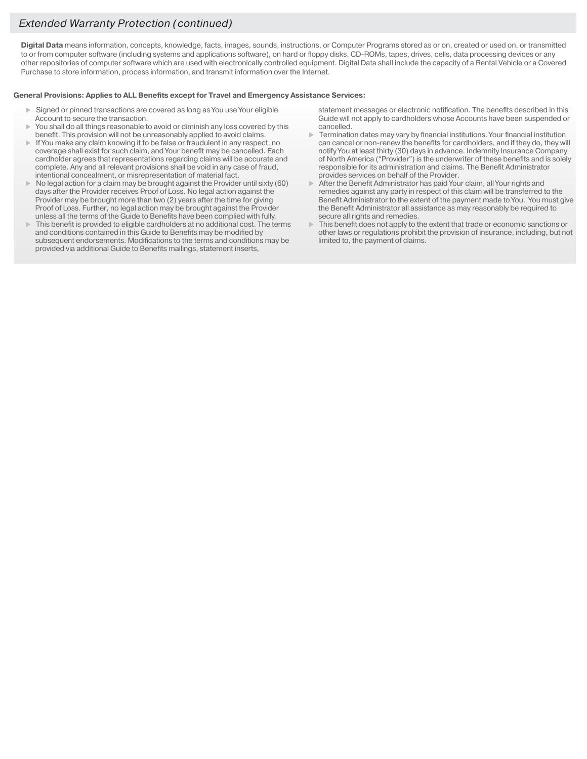## Extended Warranty Protection (continued)

**Digital Data** means information, concepts, knowledge, facts, images, sounds, instructions, or Computer Programs stored as or on, created or used on, or transmitted to or from computer software (including systems and applications software), on hard or floppy disks, CD-ROMs, tapes, drives, cells, data processing devices or any other repositories of computer software which are used with electronically controlled equipment. Digital Data shall include the capacity of a Rental Vehicle or a Covered Purchase to store information, process information, and transmit information over the Internet.

**General Provisions: Applies to ALL Benefits except for Travel and Emergency Assistance Services:**

- Signed or pinned transactions are covered as long as You use Your eligible Account to secure the transaction.
- You shall do all things reasonable to avoid or diminish any loss covered by this benefit. This provision will not be unreasonably applied to avoid claims.
- If You make any claim knowing it to be false or fraudulent in any respect, no coverage shall exist for such claim, and Your benefit may be cancelled. Each cardholder agrees that representations regarding claims will be accurate and complete. Any and all relevant provisions shall be void in any case of fraud, intentional concealment, or misrepresentation of material fact.
- No legal action for a claim may be brought against the Provider until sixty (60) days after the Provider receives Proof of Loss. No legal action against the Provider may be brought more than two (2) years after the time for giving Proof of Loss. Further, no legal action may be brought against the Provider unless all the terms of the Guide to Benefits have been complied with fully.
- This benefit is provided to eligible cardholders at no additional cost. The terms and conditions contained in this Guide to Benefits may be modified by subsequent endorsements. Modifications to the terms and conditions may be provided via additional Guide to Benefits mailings, statement inserts, statement messages or electronic notification. The benefits described in this Guide will not apply to cardholders whose Accounts have been suspended or cancelled.
- Termination dates may vary by financial institutions. Your financial institution can cancel or non-renew the benefits for cardholders, and if they do, they will notify You at least thirty (30) days in advance. Indemnity Insurance Company of North America ("Provider") is the underwriter of these benefits and is solely responsible for its administration and claims. The Benefit Administrator provides services on behalf of the Provider.
- After the Benefit Administrator has paid Your claim, all Your rights and remedies against any party in respect of this claim will be transferred to the Benefit Administrator to the extent of the payment made to You. You must give the Benefit Administrator all assistance as may reasonably be required to secure all rights and remedies.
- This benefit does not apply to the extent that trade or economic sanctions or other laws or regulations prohibit the provision of insurance, including, but not limited to, the payment of claims.